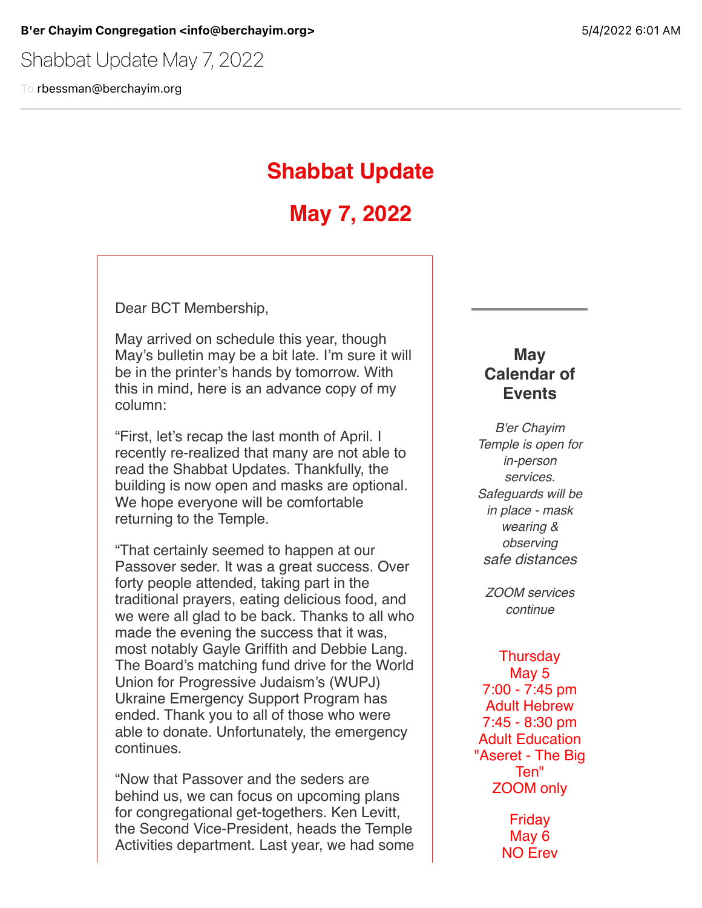**B'er Chayim Congregation <info@berchayim.org>** 5/4/2022 6:01 AM

Shabbat Update May 7, 2022

To rbessman@berchayim.org

# Shabbat Update

# May 7, 2022

Dear BCT Membership,

May arrived on schedule this year, though May's bulletin may be a bit late. I'm sure it will be in the printer's hands by tomorrow. With this in mind, here is an advance copy of my column:

"First, let's recap the last month of April. I recently re-realized that many are not able to read the Shabbat Updates. Thankfully, the building is now open and masks are optional. We hope everyone will be comfortable returning to the Temple.

"That certainly seemed to happen at our Passover seder. It was a great success. Over forty people attended, taking part in the traditional prayers, eating delicious food, and we were all glad to be back. Thanks to all who made the evening the success that it was, most notably Gayle Griffith and Debbie Lang. The Board's matching fund drive for the World Union for Progressive Judaism's (WUPJ) Ukraine Emergency Support Program has ended. Thank you to all of those who were able to donate. Unfortunately, the emergency continues.

"Now that Passover and the seders are behind us, we can focus on upcoming plans for congregational get-togethers. Ken Levitt, the Second Vice-President, heads the Temple Activities department. Last year, we had some

## May Calendar of Events

*B'er Chayim Temple is open for in-person services. Safeguards will be in place - mask wearing & observing safe distances*

*ZOOM services continue*

Thursday
May 5
7:00 - 7:45 pm
Adult Hebrew
7:45 - 8:30 pm
Adult Education
"Aseret - The Big Ten"
ZOOM only

Friday
May 6
NO Erev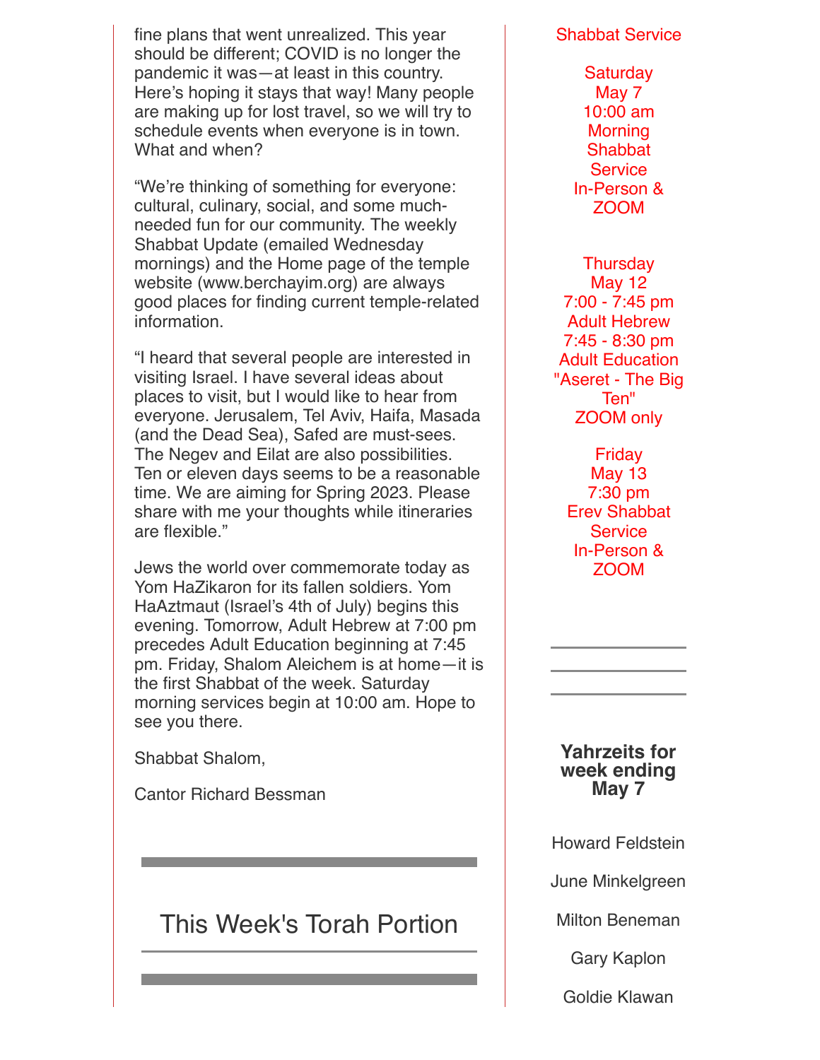fine plans that went unrealized. This year should be different; COVID is no longer the pandemic it was—at least in this country. Here's hoping it stays that way! Many people are making up for lost travel, so we will try to schedule events when everyone is in town. What and when?

"We're thinking of something for everyone: cultural, culinary, social, and some much-needed fun for our community. The weekly Shabbat Update (emailed Wednesday mornings) and the Home page of the temple website (www.berchayim.org) are always good places for finding current temple-related information.

"I heard that several people are interested in visiting Israel. I have several ideas about places to visit, but I would like to hear from everyone. Jerusalem, Tel Aviv, Haifa, Masada (and the Dead Sea), Safed are must-sees. The Negev and Eilat are also possibilities. Ten or eleven days seems to be a reasonable time. We are aiming for Spring 2023. Please share with me your thoughts while itineraries are flexible."

Jews the world over commemorate today as Yom HaZikaron for its fallen soldiers. Yom HaAztmaut (Israel's 4th of July) begins this evening. Tomorrow, Adult Hebrew at 7:00 pm precedes Adult Education beginning at 7:45 pm. Friday, Shalom Aleichem is at home—it is the first Shabbat of the week. Saturday morning services begin at 10:00 am. Hope to see you there.

Shabbat Shalom,

Cantor Richard Bessman

---

## This Week's Torah Portion

---

Shabbat Service

Saturday
May 7
10:00 am
Morning Shabbat Service
In-Person & ZOOM

Thursday
May 12
7:00 - 7:45 pm
Adult Hebrew
7:45 - 8:30 pm
Adult Education
"Aseret - The Big Ten"
ZOOM only

Friday
May 13
7:30 pm
Erev Shabbat Service
In-Person & ZOOM

---

**Yahrzeits for week ending May 7**

Howard Feldstein

June Minkelgreen

Milton Beneman

Gary Kaplon

Goldie Klawan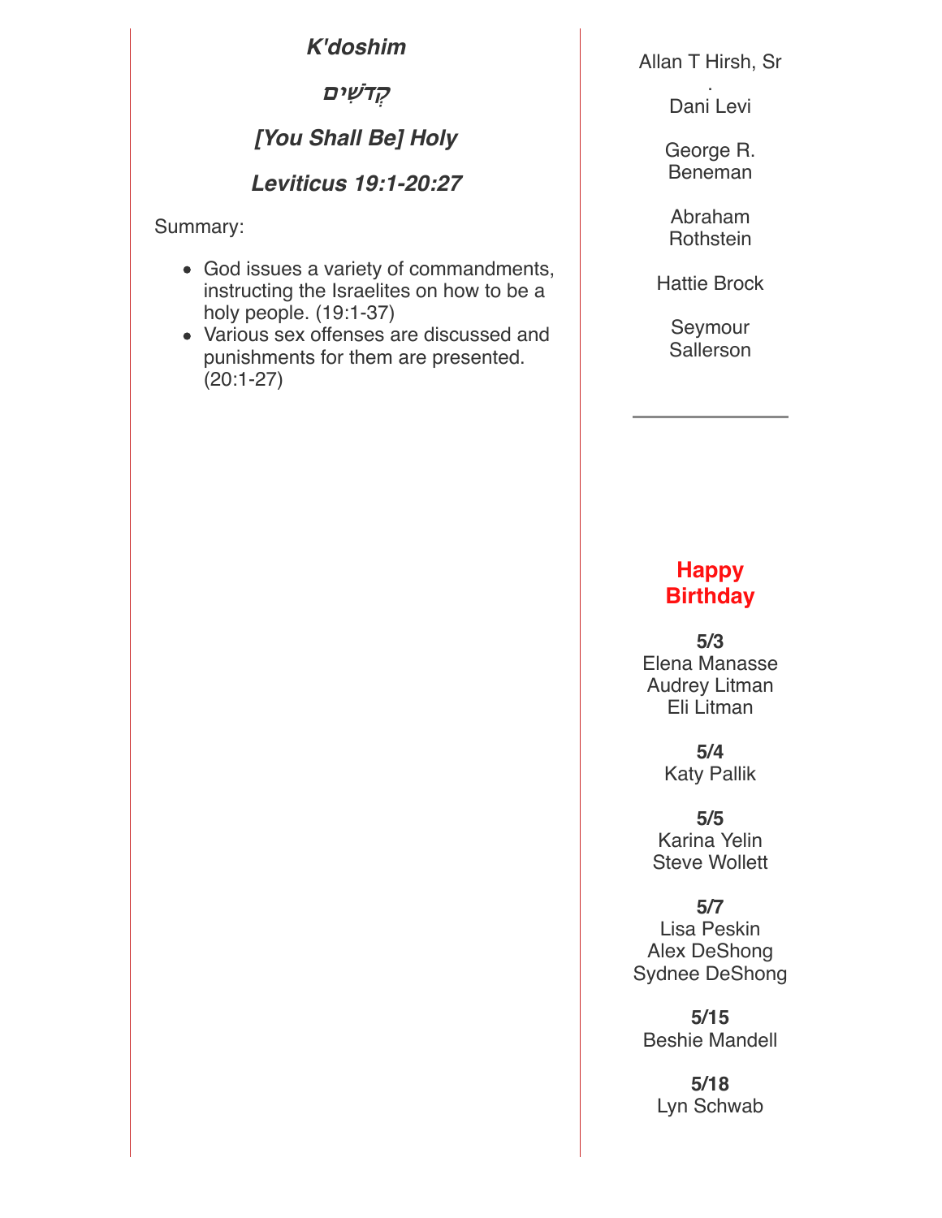### *K'doshim*

### *קְדֹשִׁים*

### *[You Shall Be] Holy*

### *Leviticus 19:1-20:27*

Summary:

- God issues a variety of commandments, instructing the Israelites on how to be a holy people. (19:1-37)
- Various sex offenses are discussed and punishments for them are presented. (20:1-27)

Allan T Hirsh, Sr.

Dani Levi

George R. Beneman

Abraham Rothstein

Hattie Brock

Seymour Sallerson

---

## Happy Birthday

**5/3**
Elena Manasse
Audrey Litman
Eli Litman

**5/4**
Katy Pallik

**5/5**
Karina Yelin
Steve Wollett

**5/7**
Lisa Peskin
Alex DeShong
Sydnee DeShong

**5/15**
Beshie Mandell

**5/18**
Lyn Schwab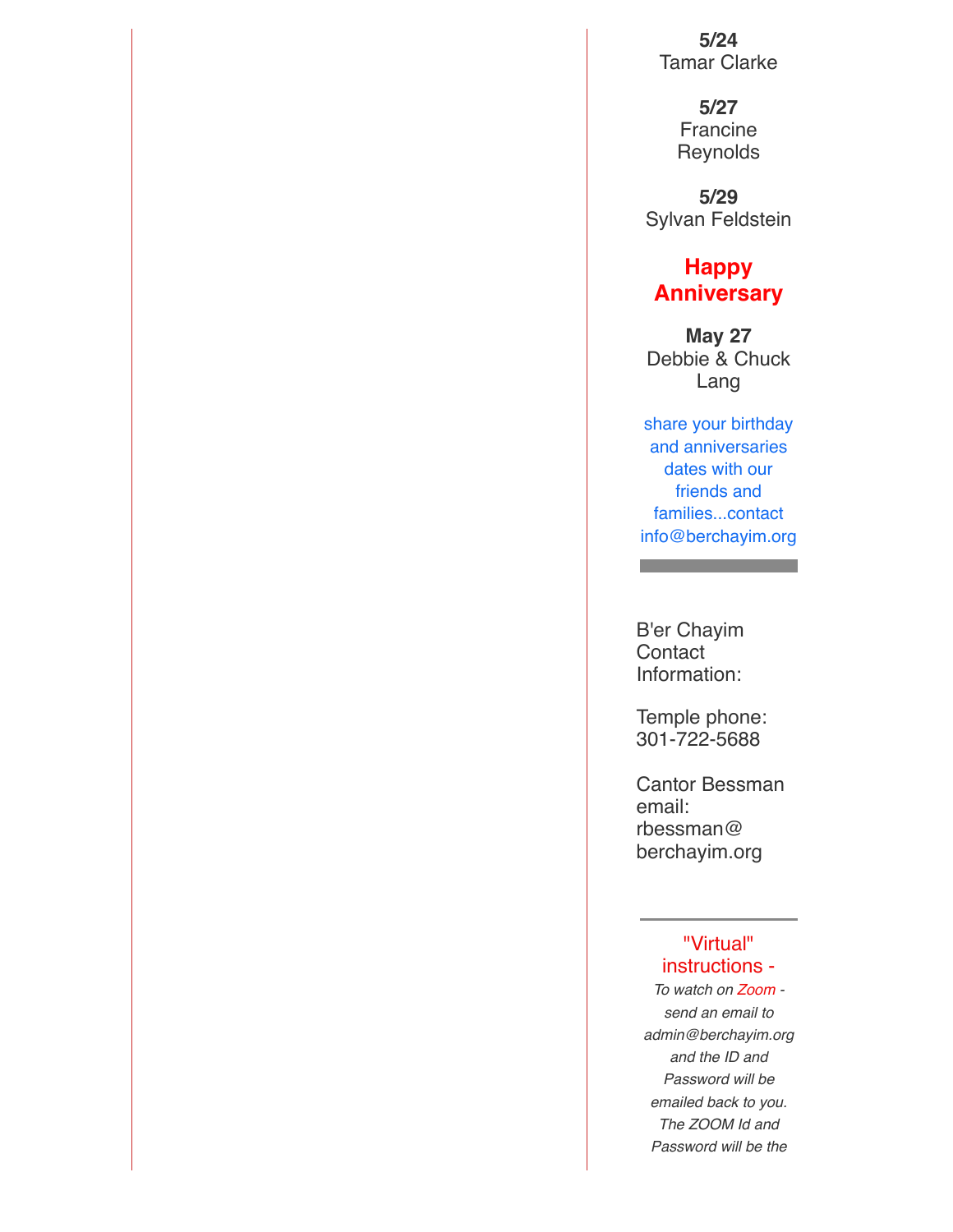**5/24**
Tamar Clarke

**5/27**
Francine Reynolds

**5/29**
Sylvan Feldstein

## Happy Anniversary

**May 27**
Debbie & Chuck Lang

share your birthday and anniversaries dates with our friends and families...contact info@berchayim.org

---

B'er Chayim Contact Information:

Temple phone: 301-722-5688

Cantor Bessman email: rbessman@berchayim.org

---

"Virtual" instructions -

*To watch on Zoom - send an email to admin@berchayim.org and the ID and Password will be emailed back to you. The ZOOM Id and Password will be the*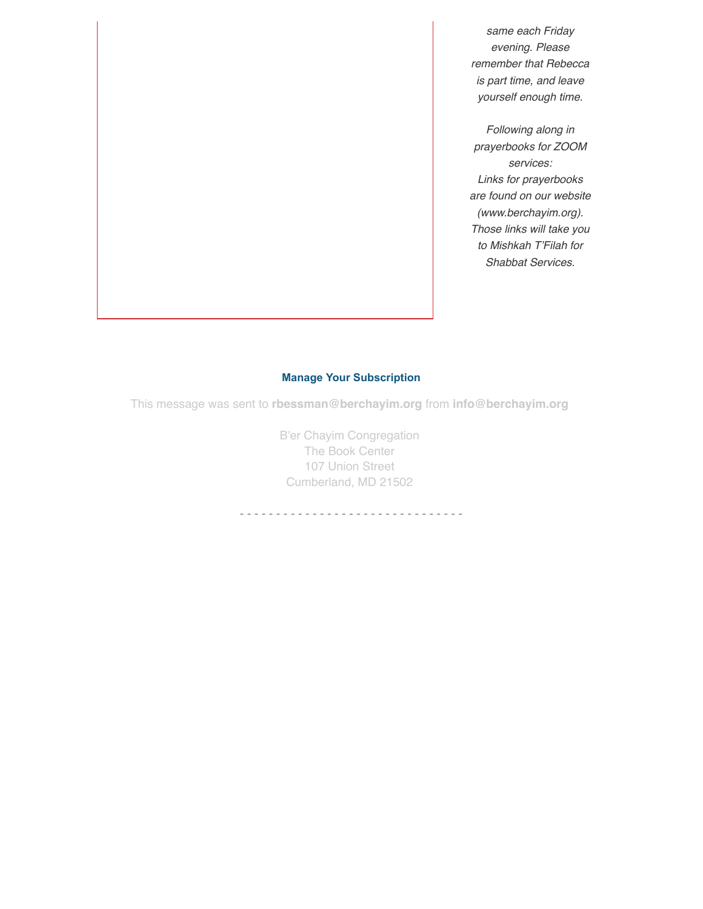*same each Friday evening. Please remember that Rebecca is part time, and leave yourself enough time.*

*Following along in prayerbooks for ZOOM services:*
*Links for prayerbooks are found on our website (www.berchayim.org). Those links will take you to Mishkah T'Filah for Shabbat Services.*

**Manage Your Subscription**

This message was sent to **rbessman@berchayim.org** from **info@berchayim.org**

B'er Chayim Congregation
The Book Center
107 Union Street
Cumberland, MD 21502